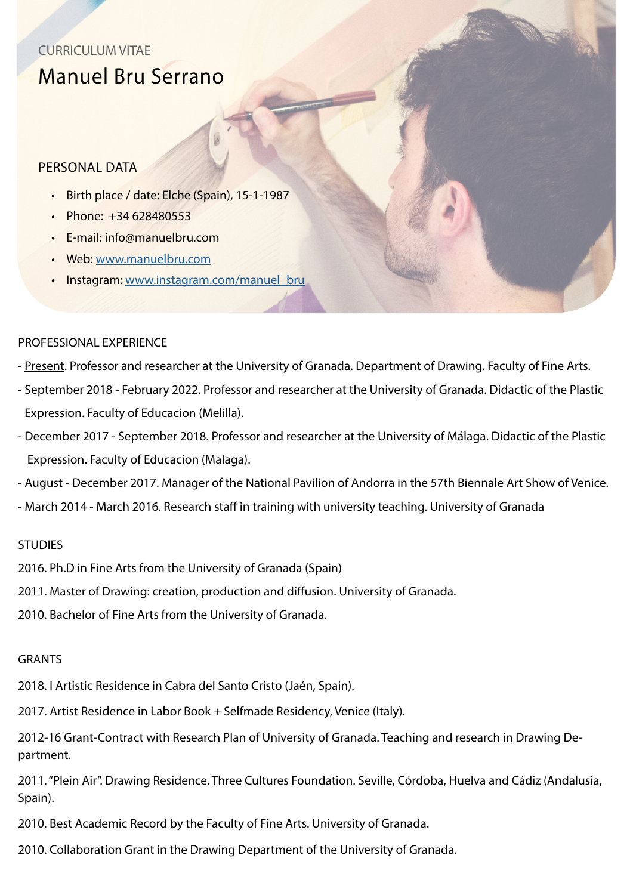CURRICULUM VITAE

# Manuel Bru Serrano

## PERSONAL DATA

- Birth place / date: Elche (Spain), 15-1-1987
- Phone: +34 628480553
- E-mail: info@manuelbru.com
- Web: www.manuelbru.com
- Instagram: www.instagram.com/manuel_bru

## PROFESSIONAL EXPERIENCE

- Present. Professor and researcher at the University of Granada. Department of Drawing. Faculty of Fine Arts.
- September 2018 - February 2022. Professor and researcher at the University of Granada. Didactic of the Plastic Expression. Faculty of Educacion (Melilla).
- December 2017 - September 2018. Professor and researcher at the University of Málaga. Didactic of the Plastic Expression. Faculty of Educacion (Malaga).
- August - December 2017. Manager of the National Pavilion of Andorra in the 57th Biennale Art Show of Venice.
- March 2014 - March 2016. Research staff in training with university teaching. University of Granada

## STUDIES

2016. Ph.D in Fine Arts from the University of Granada (Spain)

2011. Master of Drawing: creation, production and diffusion. University of Granada.

2010. Bachelor of Fine Arts from the University of Granada.

## GRANTS

2018. I Artistic Residence in Cabra del Santo Cristo (Jaén, Spain).

2017. Artist Residence in Labor Book + Selfmade Residency, Venice (Italy).

2012-16 Grant-Contract with Research Plan of University of Granada. Teaching and research in Drawing Department.

2011. "Plein Air". Drawing Residence. Three Cultures Foundation. Seville, Córdoba, Huelva and Cádiz (Andalusia, Spain).

2010. Best Academic Record by the Faculty of Fine Arts. University of Granada.

2010. Collaboration Grant in the Drawing Department of the University of Granada.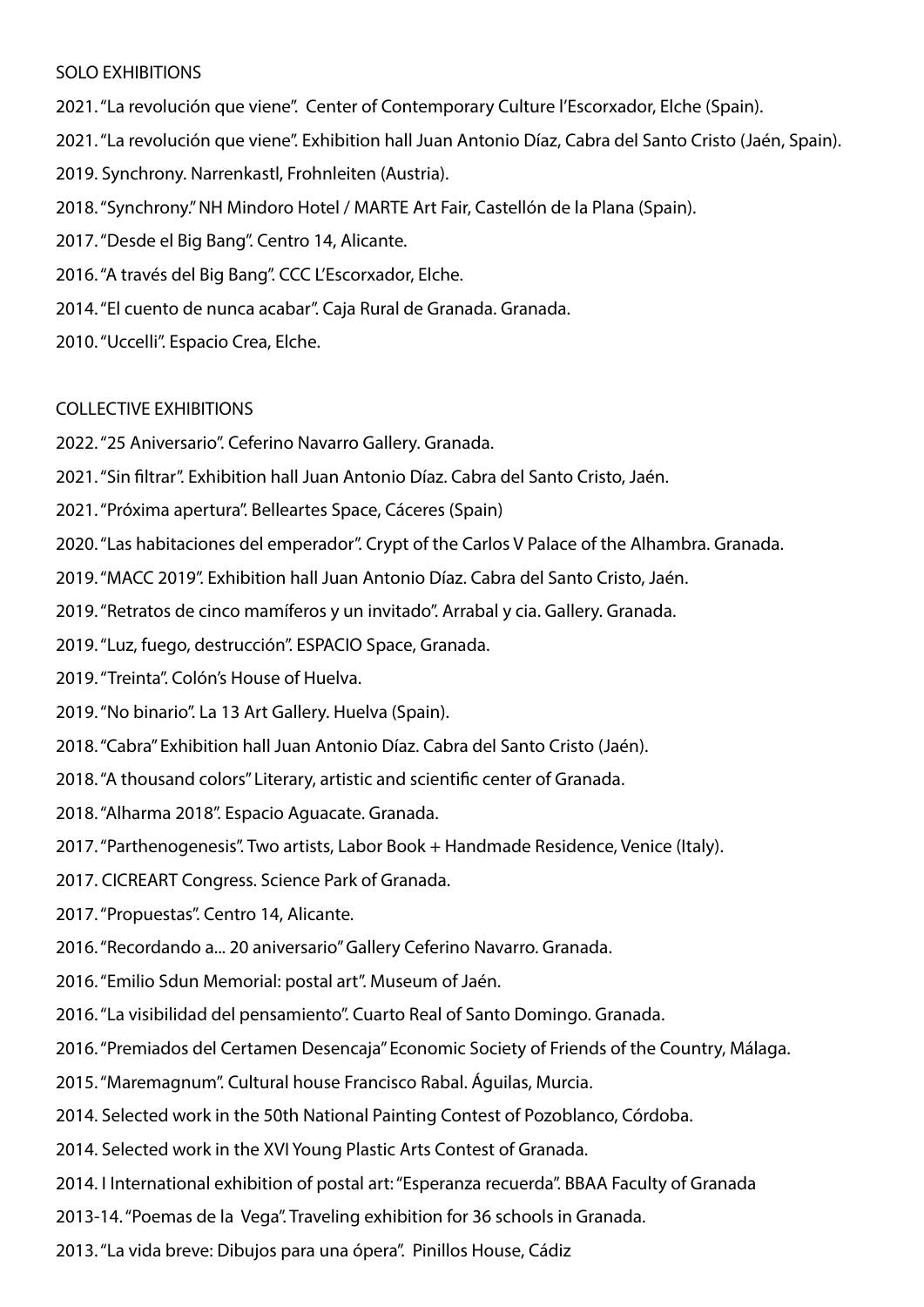## SOLO EXHIBITIONS

2021. "La revolución que viene". Center of Contemporary Culture l'Escorxador, Elche (Spain).

2021. "La revolución que viene". Exhibition hall Juan Antonio Díaz, Cabra del Santo Cristo (Jaén, Spain).

2019. Synchrony. Narrenkastl, Frohnleiten (Austria).

2018. "Synchrony." NH Mindoro Hotel / MARTE Art Fair, Castellón de la Plana (Spain).

2017. "Desde el Big Bang". Centro 14, Alicante.

2016. "A través del Big Bang". CCC L'Escorxador, Elche.

2014. "El cuento de nunca acabar". Caja Rural de Granada. Granada.

2010. "Uccelli". Espacio Crea, Elche.

## COLLECTIVE EXHIBITIONS

2022. "25 Aniversario". Ceferino Navarro Gallery. Granada.

2021. "Sin filtrar". Exhibition hall Juan Antonio Díaz. Cabra del Santo Cristo, Jaén.

2021. "Próxima apertura". Belleartes Space, Cáceres (Spain)

2020. "Las habitaciones del emperador". Crypt of the Carlos V Palace of the Alhambra. Granada.

2019. "MACC 2019". Exhibition hall Juan Antonio Díaz. Cabra del Santo Cristo, Jaén.

2019. "Retratos de cinco mamíferos y un invitado". Arrabal y cia. Gallery. Granada.

2019. "Luz, fuego, destrucción". ESPACIO Space, Granada.

2019. "Treinta". Colón's House of Huelva.

2019. "No binario". La 13 Art Gallery. Huelva (Spain).

2018. "Cabra" Exhibition hall Juan Antonio Díaz. Cabra del Santo Cristo (Jaén).

2018. "A thousand colors" Literary, artistic and scientific center of Granada.

2018. "Alharma 2018". Espacio Aguacate. Granada.

2017. "Parthenogenesis". Two artists, Labor Book + Handmade Residence, Venice (Italy).

2017. CICREART Congress. Science Park of Granada.

2017. "Propuestas". Centro 14, Alicante.

2016. "Recordando a... 20 aniversario" Gallery Ceferino Navarro. Granada.

2016. "Emilio Sdun Memorial: postal art". Museum of Jaén.

2016. "La visibilidad del pensamiento". Cuarto Real of Santo Domingo. Granada.

2016. "Premiados del Certamen Desencaja" Economic Society of Friends of the Country, Málaga.

2015. "Maremagnum". Cultural house Francisco Rabal. Águilas, Murcia.

2014. Selected work in the 50th National Painting Contest of Pozoblanco, Córdoba.

2014. Selected work in the XVI Young Plastic Arts Contest of Granada.

2014. I International exhibition of postal art: "Esperanza recuerda". BBAA Faculty of Granada

2013-14. "Poemas de la Vega". Traveling exhibition for 36 schools in Granada.

2013. "La vida breve: Dibujos para una ópera". Pinillos House, Cádiz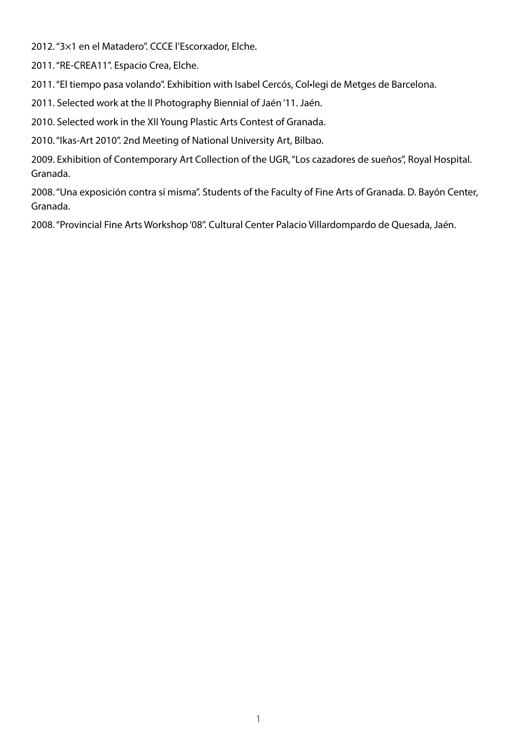2012. “3×1 en el Matadero”. CCCE l’Escorxador, Elche.

2011. “RE-CREA11”. Espacio Crea, Elche.

2011. “El tiempo pasa volando”. Exhibition with Isabel Cercós, Col•legi de Metges de Barcelona.

2011. Selected work at the II Photography Biennial of Jaén ‘11. Jaén.

2010. Selected work in the XII Young Plastic Arts Contest of Granada.

2010. “Ikas-Art 2010”. 2nd Meeting of National University Art, Bilbao.

2009. Exhibition of Contemporary Art Collection of the UGR, “Los cazadores de sueños”, Royal Hospital. Granada.

2008. “Una exposición contra sí misma”. Students of the Faculty of Fine Arts of Granada. D. Bayón Center, Granada.

2008. “Provincial Fine Arts Workshop ‘08”. Cultural Center Palacio Villardompardo de Quesada, Jaén.